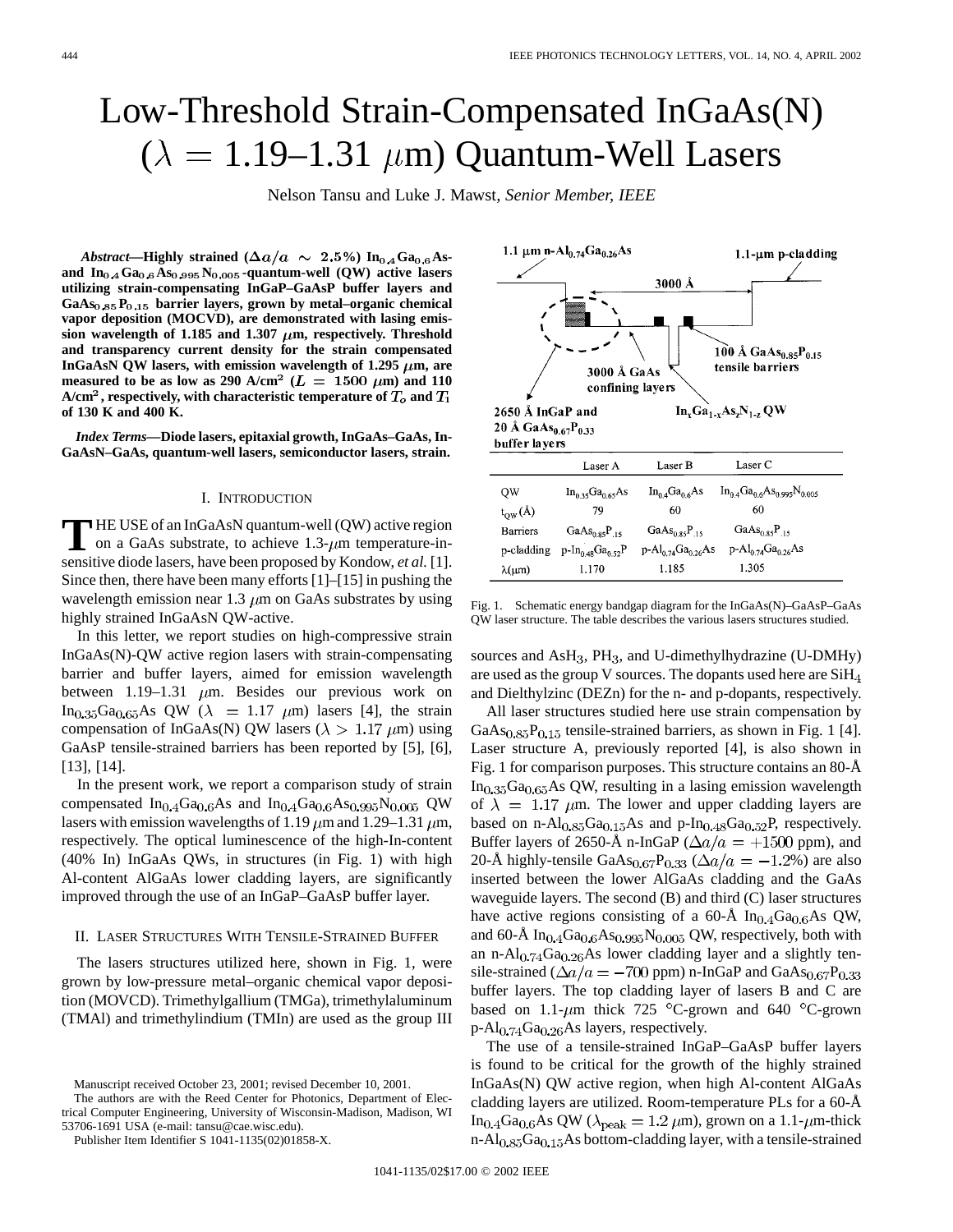# Low-Threshold Strain-Compensated InGaAs(N) ($\lambda = 1.19$–$1.31$ $\mu$m) Quantum-Well Lasers

Nelson Tansu and Luke J. Mawst, *Senior Member, IEEE*

***Abstract*—Highly strained ($\Delta a/a \sim 2.5\%$) $In_{0.4}Ga_{0.6}As$- and $In_{0.4}Ga_{0.6}As_{0.995}N_{0.005}$-quantum-well (QW) active lasers utilizing strain-compensating InGaP–GaAsP buffer layers and $GaAs_{0.85}P_{0.15}$ barrier layers, grown by metal–organic chemical vapor deposition (MOCVD), are demonstrated with lasing emission wavelength of 1.185 and 1.307 $\mu$m, respectively. Threshold and transparency current density for the strain compensated InGaAsN QW lasers, with emission wavelength of 1.295 $\mu$m, are measured to be as low as 290 A/cm$^2$ ($L = 1500$ $\mu$m) and 110 A/cm$^2$, respectively, with characteristic temperature of $T_o$ and $T_1$ of 130 K and 400 K.**

***Index Terms*—Diode lasers, epitaxial growth, InGaAs–GaAs, InGaAsN–GaAs, quantum-well lasers, semiconductor lasers, strain.**

## I. Introduction

The use of an InGaAsN quantum-well (QW) active region on a GaAs substrate, to achieve 1.3-$\mu$m temperature-insensitive diode lasers, have been proposed by Kondow, *et al.* [1]. Since then, there have been many efforts [1]–[15] in pushing the wavelength emission near 1.3 $\mu$m on GaAs substrates by using highly strained InGaAsN QW-active.

In this letter, we report studies on high-compressive strain InGaAs(N)-QW active region lasers with strain-compensating barrier and buffer layers, aimed for emission wavelength between 1.19–1.31 $\mu$m. Besides our previous work on $In_{0.35}Ga_{0.65}As$ QW ($\lambda = 1.17$ $\mu$m) lasers [4], the strain compensation of InGaAs(N) QW lasers ($\lambda > 1.17$ $\mu$m) using GaAsP tensile-strained barriers has been reported by [5], [6], [13], [14].

In the present work, we report a comparison study of strain compensated $In_{0.4}Ga_{0.6}As$ and $In_{0.4}Ga_{0.6}As_{0.995}N_{0.005}$ QW lasers with emission wavelengths of 1.19 $\mu$m and 1.29–1.31 $\mu$m, respectively. The optical luminescence of the high-In-content (40% In) InGaAs QWs, in structures (in Fig. 1) with high Al-content AlGaAs lower cladding layers, are significantly improved through the use of an InGaP–GaAsP buffer layer.

## II. Laser Structures With Tensile-Strained Buffer

The lasers structures utilized here, shown in Fig. 1, were grown by low-pressure metal–organic chemical vapor deposition (MOVCD). Trimethylgallium (TMGa), trimethylaluminum (TMAl) and trimethylindium (TMIn) are used as the group III sources and $AsH_3$, $PH_3$, and U-dimethylhydrazine (U-DMHy) are used as the group V sources. The dopants used here are $SiH_4$ and Dielthylzinc (DEZn) for the n- and p-dopants, respectively.

| | Laser A | Laser B | Laser C |
|---|---|---|---|
| QW | $In_{0.35}Ga_{0.65}As$ | $In_{0.4}Ga_{0.6}As$ | $In_{0.4}Ga_{0.6}As_{0.995}N_{0.005}$ |
| $t_{QW}$(Å) | 79 | 60 | 60 |
| Barriers | $GaAs_{0.85}P_{.15}$ | $GaAs_{0.85}P_{.15}$ | $GaAs_{0.85}P_{.15}$ |
| p-cladding | p-$In_{0.48}Ga_{0.52}P$ | p-$Al_{0.74}Ga_{0.26}As$ | p-$Al_{0.74}Ga_{0.26}As$ |
| $\lambda$($\mu$m) | 1.170 | 1.185 | 1.305 |

Fig. 1. Schematic energy bandgap diagram for the InGaAs(N)–GaAsP–GaAs QW laser structure. The table describes the various lasers structures studied.

All laser structures studied here use strain compensation by $GaAs_{0.85}P_{0.15}$ tensile-strained barriers, as shown in Fig. 1 [4]. Laser structure A, previously reported [4], is also shown in Fig. 1 for comparison purposes. This structure contains an 80-Å $In_{0.35}Ga_{0.65}As$ QW, resulting in a lasing emission wavelength of $\lambda = 1.17$ $\mu$m. The lower and upper cladding layers are based on n-$Al_{0.85}Ga_{0.15}As$ and p-$In_{0.48}Ga_{0.52}P$, respectively. Buffer layers of 2650-Å n-InGaP ($\Delta a/a = +1500$ ppm), and 20-Å highly-tensile $GaAs_{0.67}P_{0.33}$ ($\Delta a/a = -1.2\%$) are also inserted between the lower AlGaAs cladding and the GaAs waveguide layers. The second (B) and third (C) laser structures have active regions consisting of a 60-Å $In_{0.4}Ga_{0.6}As$ QW, and 60-Å $In_{0.4}Ga_{0.6}As_{0.995}N_{0.005}$ QW, respectively, both with an n-$Al_{0.74}Ga_{0.26}As$ lower cladding layer and a slightly tensile-strained ($\Delta a/a = -700$ ppm) n-InGaP and $GaAs_{0.67}P_{0.33}$ buffer layers. The top cladding layer of lasers B and C are based on 1.1-$\mu$m thick 725 °C-grown and 640 °C-grown p-$Al_{0.74}Ga_{0.26}As$ layers, respectively.

The use of a tensile-strained InGaP–GaAsP buffer layers is found to be critical for the growth of the highly strained InGaAs(N) QW active region, when high Al-content AlGaAs cladding layers are utilized. Room-temperature PLs for a 60-Å $In_{0.4}Ga_{0.6}As$ QW ($\lambda_{peak} = 1.2$ $\mu$m), grown on a 1.1-$\mu$m-thick n-$Al_{0.85}Ga_{0.15}As$ bottom-cladding layer, with a tensile-strained

Manuscript received October 23, 2001; revised December 10, 2001.

The authors are with the Reed Center for Photonics, Department of Electrical Computer Engineering, University of Wisconsin-Madison, Madison, WI 53706-1691 USA (e-mail: tansu@cae.wisc.edu).

Publisher Item Identifier S 1041-1135(02)01858-X.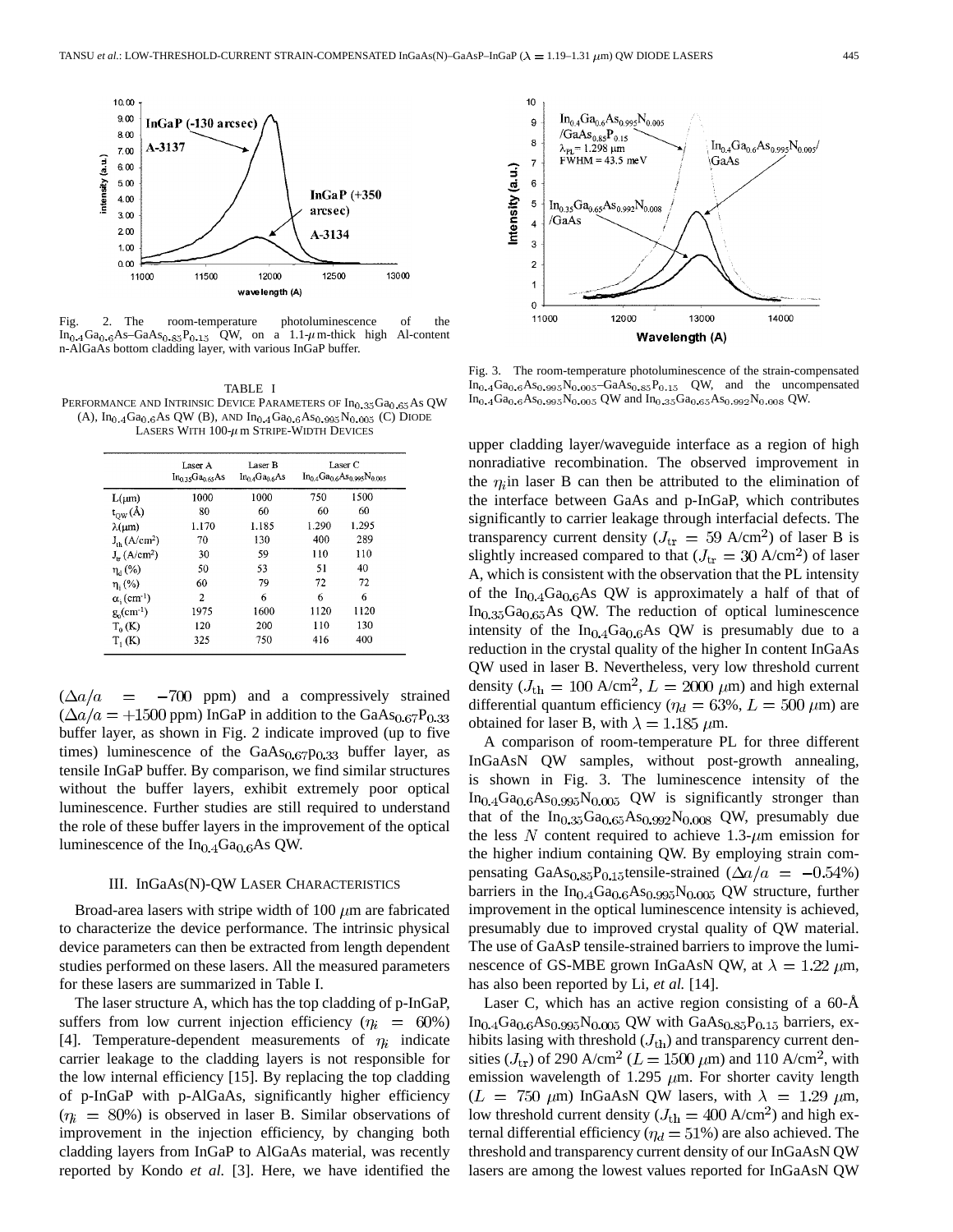Fig. 2. The room-temperature photoluminescence of the $In_{0.4}Ga_{0.6}As–GaAs_{0.85}P_{0.15}$ QW, on a 1.1-$\mu$m-thick high Al-content n-AlGaAs bottom cladding layer, with various InGaP buffer.

TABLE I
PERFORMANCE AND INTRINSIC DEVICE PARAMETERS OF $In_{0.35}Ga_{0.65}As$ QW (A), $In_{0.4}Ga_{0.6}As$ QW (B), AND $In_{0.4}Ga_{0.6}As_{0.995}N_{0.005}$ (C) DIODE LASERS WITH 100-$\mu$m STRIPE-WIDTH DEVICES

| | Laser A $In_{0.35}Ga_{0.65}As$ | Laser B $In_{0.4}Ga_{0.6}As$ | Laser C $In_{0.4}Ga_{0.6}As_{0.995}N_{0.005}$ | |
|---|---|---|---|---|
| L(μm) | 1000 | 1000 | 750 | 1500 |
| $t_{QW}$ (Å) | 80 | 60 | 60 | 60 |
| λ(μm) | 1.170 | 1.185 | 1.290 | 1.295 |
| $J_{th}$ (A/cm²) | 70 | 130 | 400 | 289 |
| $J_{tr}$ (A/cm²) | 30 | 59 | 110 | 110 |
| $\eta_d$ (%) | 50 | 53 | 51 | 40 |
| $\eta_i$ (%) | 60 | 79 | 72 | 72 |
| $\alpha_i$ (cm⁻¹) | 2 | 6 | 6 | 6 |
| $g_o$(cm⁻¹) | 1975 | 1600 | 1120 | 1120 |
| $T_0$ (K) | 120 | 200 | 110 | 130 |
| $T_1$ (K) | 325 | 750 | 416 | 400 |

($\Delta a/a = -700$ ppm) and a compressively strained ($\Delta a/a = +1500$ ppm) InGaP in addition to the $GaAs_{0.67}P_{0.33}$ buffer layer, as shown in Fig. 2 indicate improved (up to five times) luminescence of the $GaAs_{0.67}P_{0.33}$ buffer layer, as tensile InGaP buffer. By comparison, we find similar structures without the buffer layers, exhibit extremely poor optical luminescence. Further studies are still required to understand the role of these buffer layers in the improvement of the optical luminescence of the $In_{0.4}Ga_{0.6}As$ QW.

## III. InGaAs(N)-QW LASER CHARACTERISTICS

Broad-area lasers with stripe width of 100 $\mu$m are fabricated to characterize the device performance. The intrinsic physical device parameters can then be extracted from length dependent studies performed on these lasers. All the measured parameters for these lasers are summarized in Table I.

The laser structure A, which has the top cladding of p-InGaP, suffers from low current injection efficiency ($\eta_i = 60\%$) [4]. Temperature-dependent measurements of $\eta_i$ indicate carrier leakage to the cladding layers is not responsible for the low internal efficiency [15]. By replacing the top cladding of p-InGaP with p-AlGaAs, significantly higher efficiency ($\eta_i = 80\%$) is observed in laser B. Similar observations of improvement in the injection efficiency, by changing both cladding layers from InGaP to AlGaAs material, was recently reported by Kondo *et al.* [3]. Here, we have identified the upper cladding layer/waveguide interface as a region of high nonradiative recombination. The observed improvement in the $\eta_i$in laser B can then be attributed to the elimination of the interface between GaAs and p-InGaP, which contributes significantly to carrier leakage through interfacial defects. The transparency current density ($J_{tr} = 59$ A/cm²) of laser B is slightly increased compared to that ($J_{tr} = 30$ A/cm²) of laser A, which is consistent with the observation that the PL intensity of the $In_{0.4}Ga_{0.6}As$ QW is approximately a half of that of $In_{0.35}Ga_{0.65}As$ QW. The reduction of optical luminescence intensity of the $In_{0.4}Ga_{0.6}As$ QW is presumably due to a reduction in the crystal quality of the higher In content InGaAs QW used in laser B. Nevertheless, very low threshold current density ($J_{th} = 100$ A/cm², $L = 2000$ $\mu$m) and high external differential quantum efficiency ($\eta_d = 63\%$, $L = 500$ $\mu$m) are obtained for laser B, with $\lambda = 1.185$ $\mu$m.

Fig. 3. The room-temperature photoluminescence of the strain-compensated $In_{0.4}Ga_{0.6}As_{0.995}N_{0.005}–GaAs_{0.85}P_{0.15}$ QW, and the uncompensated $In_{0.4}Ga_{0.6}As_{0.995}N_{0.005}$ QW and $In_{0.35}Ga_{0.65}As_{0.992}N_{0.008}$ QW.

A comparison of room-temperature PL for three different InGaAsN QW samples, without post-growth annealing, is shown in Fig. 3. The luminescence intensity of the $In_{0.4}Ga_{0.6}As_{0.995}N_{0.005}$ QW is significantly stronger than that of the $In_{0.35}Ga_{0.65}As_{0.992}N_{0.008}$ QW, presumably due the less $N$ content required to achieve 1.3-$\mu$m emission for the higher indium containing QW. By employing strain compensating $GaAs_{0.85}P_{0.15}$tensile-strained ($\Delta a/a = -0.54\%$) barriers in the $In_{0.4}Ga_{0.6}As_{0.995}N_{0.005}$ QW structure, further improvement in the optical luminescence intensity is achieved, presumably due to improved crystal quality of QW material. The use of GaAsP tensile-strained barriers to improve the luminescence of GS-MBE grown InGaAsN QW, at $\lambda = 1.22$ $\mu$m, has also been reported by Li, *et al.* [14].

Laser C, which has an active region consisting of a 60-Å $In_{0.4}Ga_{0.6}As_{0.995}N_{0.005}$ QW with $GaAs_{0.85}P_{0.15}$ barriers, exhibits lasing with threshold ($J_{th}$) and transparency current densities ($J_{tr}$) of 290 A/cm² ($L = 1500$ $\mu$m) and 110 A/cm², with emission wavelength of 1.295 $\mu$m. For shorter cavity length ($L = 750$ $\mu$m) InGaAsN QW lasers, with $\lambda = 1.29$ $\mu$m, low threshold current density ($J_{th} = 400$ A/cm²) and high external differential efficiency ($\eta_d = 51\%$) are also achieved. The threshold and transparency current density of our InGaAsN QW lasers are among the lowest values reported for InGaAsN QW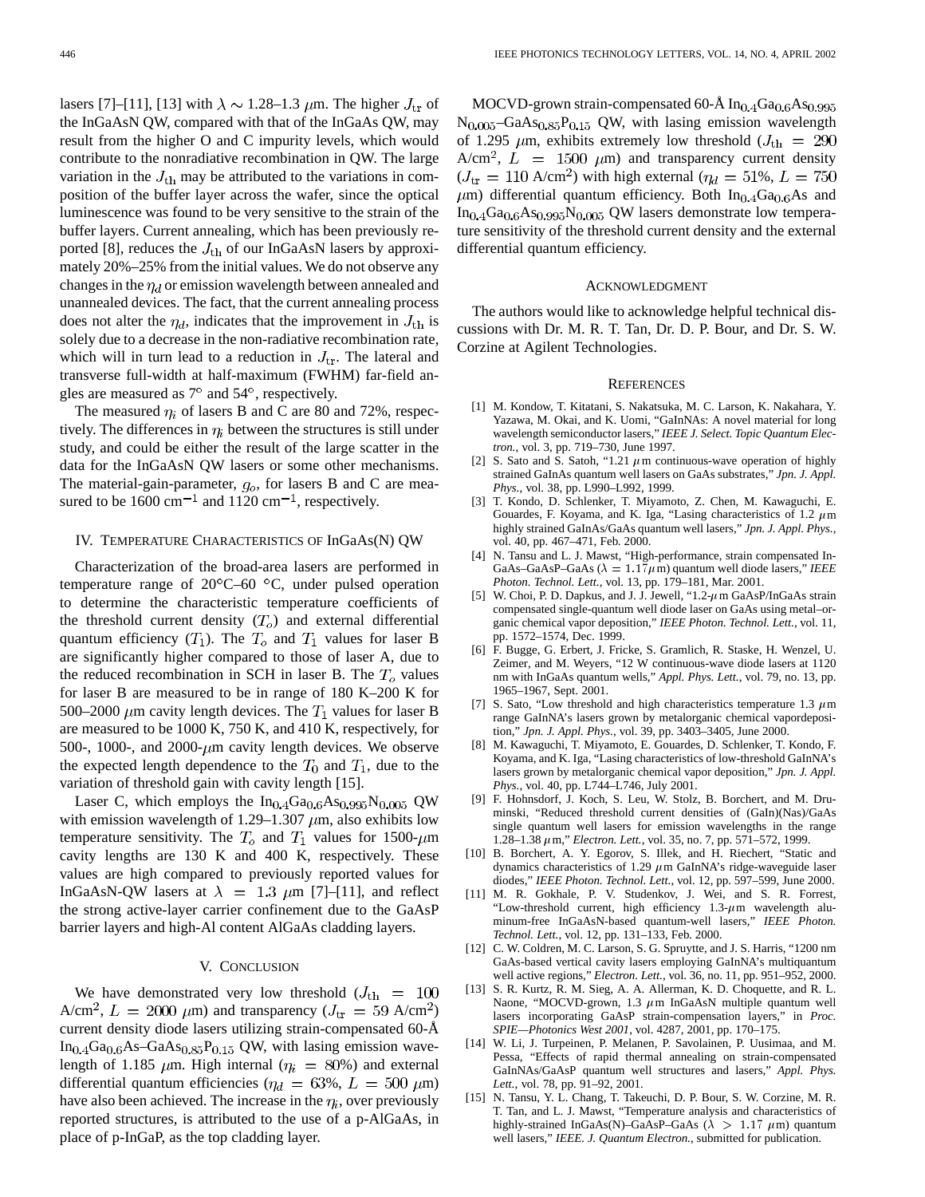lasers [7]–[11], [13] with $\lambda \sim 1.28$–$1.3$ $\mu$m. The higher $J_{tr}$ of the InGaAsN QW, compared with that of the InGaAs QW, may result from the higher O and C impurity levels, which would contribute to the nonradiative recombination in QW. The large variation in the $J_{th}$ may be attributed to the variations in composition of the buffer layer across the wafer, since the optical luminescence was found to be very sensitive to the strain of the buffer layers. Current annealing, which has been previously reported [8], reduces the $J_{th}$ of our InGaAsN lasers by approximately 20%–25% from the initial values. We do not observe any changes in the $\eta_d$ or emission wavelength between annealed and unannealed devices. The fact, that the current annealing process does not alter the $\eta_d$, indicates that the improvement in $J_{th}$ is solely due to a decrease in the non-radiative recombination rate, which will in turn lead to a reduction in $J_{tr}$. The lateral and transverse full-width at half-maximum (FWHM) far-field angles are measured as 7° and 54°, respectively.

The measured $\eta_i$ of lasers B and C are 80 and 72%, respectively. The differences in $\eta_i$ between the structures is still under study, and could be either the result of the large scatter in the data for the InGaAsN QW lasers or some other mechanisms. The material-gain-parameter, $g_o$, for lasers B and C are measured to be 1600 cm$^{-1}$ and 1120 cm$^{-1}$, respectively.

## IV. Temperature Characteristics of InGaAs(N) QW

Characterization of the broad-area lasers are performed in temperature range of 20°C–60 °C, under pulsed operation to determine the characteristic temperature coefficients of the threshold current density ($T_o$) and external differential quantum efficiency ($T_1$). The $T_o$ and $T_1$ values for laser B are significantly higher compared to those of laser A, due to the reduced recombination in SCH in laser B. The $T_o$ values for laser B are measured to be in range of 180 K–200 K for 500–2000 $\mu$m cavity length devices. The $T_1$ values for laser B are measured to be 1000 K, 750 K, and 410 K, respectively, for 500-, 1000-, and 2000-$\mu$m cavity length devices. We observe the expected length dependence to the $T_0$ and $T_1$, due to the variation of threshold gain with cavity length [15].

Laser C, which employs the $In_{0.4}Ga_{0.6}As_{0.995}N_{0.005}$ QW with emission wavelength of 1.29–1.307 $\mu$m, also exhibits low temperature sensitivity. The $T_o$ and $T_1$ values for 1500-$\mu$m cavity lengths are 130 K and 400 K, respectively. These values are high compared to previously reported values for InGaAsN-QW lasers at $\lambda = 1.3$ $\mu$m [7]–[11], and reflect the strong active-layer carrier confinement due to the GaAsP barrier layers and high-Al content AlGaAs cladding layers.

## V. Conclusion

We have demonstrated very low threshold ($J_{th} = 100$ A/cm$^2$, $L = 2000$ $\mu$m) and transparency ($J_{tr} = 59$ A/cm$^2$) current density diode lasers utilizing strain-compensated 60-Å $In_{0.4}Ga_{0.6}As$–$GaAs_{0.85}P_{0.15}$ QW, with lasing emission wavelength of 1.185 $\mu$m. High internal ($\eta_i = 80\%$) and external differential quantum efficiencies ($\eta_d = 63\%$, $L = 500$ $\mu$m) have also been achieved. The increase in the $\eta_i$, over previously reported structures, is attributed to the use of a p-AlGaAs, in place of p-InGaP, as the top cladding layer.

MOCVD-grown strain-compensated 60-Å $In_{0.4}Ga_{0.6}As_{0.995}N_{0.005}$–$GaAs_{0.85}P_{0.15}$ QW, with lasing emission wavelength of 1.295 $\mu$m, exhibits extremely low threshold ($J_{th} = 290$ A/cm$^2$, $L = 1500$ $\mu$m) and transparency current density ($J_{tr} = 110$ A/cm$^2$) with high external ($\eta_d = 51\%$, $L = 750$ $\mu$m) differential quantum efficiency. Both $In_{0.4}Ga_{0.6}As$ and $In_{0.4}Ga_{0.6}As_{0.995}N_{0.005}$ QW lasers demonstrate low temperature sensitivity of the threshold current density and the external differential quantum efficiency.

## Acknowledgment

The authors would like to acknowledge helpful technical discussions with Dr. M. R. T. Tan, Dr. D. P. Bour, and Dr. S. W. Corzine at Agilent Technologies.

## References

[1] M. Kondow, T. Kitatani, S. Nakatsuka, M. C. Larson, K. Nakahara, Y. Yazawa, M. Okai, and K. Uomi, "GaInNAs: A novel material for long wavelength semiconductor lasers," *IEEE J. Select. Topic Quantum Electron.*, vol. 3, pp. 719–730, June 1997.

[2] S. Sato and S. Satoh, "1.21 $\mu$m continuous-wave operation of highly strained GaInAs quantum well lasers on GaAs substrates," *Jpn. J. Appl. Phys.*, vol. 38, pp. L990–L992, 1999.

[3] T. Kondo, D. Schlenker, T. Miyamoto, Z. Chen, M. Kawaguchi, E. Gouardes, F. Koyama, and K. Iga, "Lasing characteristics of 1.2 $\mu$m highly strained GaInAs/GaAs quantum well lasers," *Jpn. J. Appl. Phys.*, vol. 40, pp. 467–471, Feb. 2000.

[4] N. Tansu and L. J. Mawst, "High-performance, strain compensated InGaAs–GaAsP–GaAs ($\lambda = 1.17 \mu$m) quantum well diode lasers," *IEEE Photon. Technol. Lett.*, vol. 13, pp. 179–181, Mar. 2001.

[5] W. Choi, P. D. Dapkus, and J. J. Jewell, "1.2-$\mu$m GaAsP/InGaAs strain compensated single-quantum well diode laser on GaAs using metal–organic chemical vapor deposition," *IEEE Photon. Technol. Lett.*, vol. 11, pp. 1572–1574, Dec. 1999.

[6] F. Bugge, G. Erbert, J. Fricke, S. Gramlich, R. Staske, H. Wenzel, U. Zeimer, and M. Weyers, "12 W continuous-wave diode lasers at 1120 nm with InGaAs quantum wells," *Appl. Phys. Lett.*, vol. 79, no. 13, pp. 1965–1967, Sept. 2001.

[7] S. Sato, "Low threshold and high characteristics temperature 1.3 $\mu$m range GaInNA's lasers grown by metalorganic chemical vapordeposition," *Jpn. J. Appl. Phys.*, vol. 39, pp. 3403–3405, June 2000.

[8] M. Kawaguchi, T. Miyamoto, E. Gouardes, D. Schlenker, T. Kondo, F. Koyama, and K. Iga, "Lasing characteristics of low-threshold GaInNA's lasers grown by metalorganic chemical vapor deposition," *Jpn. J. Appl. Phys.*, vol. 40, pp. L744–L746, July 2001.

[9] F. Hohnsdorf, J. Koch, S. Leu, W. Stolz, B. Borchert, and M. Druminski, "Reduced threshold current densities of (GaIn)(Nas)/GaAs single quantum well lasers for emission wavelengths in the range 1.28–1.38 $\mu$m," *Electron. Lett.*, vol. 35, no. 7, pp. 571–572, 1999.

[10] B. Borchert, A. Y. Egorov, S. Illek, and H. Riechert, "Static and dynamics characteristics of 1.29 $\mu$m GaInNA's ridge-waveguide laser diodes," *IEEE Photon. Technol. Lett.*, vol. 12, pp. 597–599, June 2000.

[11] M. R. Gokhale, P. V. Studenkov, J. Wei, and S. R. Forrest, "Low-threshold current, high efficiency 1.3-$\mu$m wavelength aluminum-free InGaAsN-based quantum-well lasers," *IEEE Photon. Technol. Lett.*, vol. 12, pp. 131–133, Feb. 2000.

[12] C. W. Coldren, M. C. Larson, S. G. Spruytte, and J. S. Harris, "1200 nm GaAs-based vertical cavity lasers employing GaInNA's multiquantum well active regions," *Electron. Lett.*, vol. 36, no. 11, pp. 951–952, 2000.

[13] S. R. Kurtz, R. M. Sieg, A. A. Allerman, K. D. Choquette, and R. L. Naone, "MOCVD-grown, 1.3 $\mu$m InGaAsN multiple quantum well lasers incorporating GaAsP strain-compensation layers," in *Proc. SPIE—Photonics West 2001*, vol. 4287, 2001, pp. 170–175.

[14] W. Li, J. Turpeinen, P. Melanen, P. Savolainen, P. Uusimaa, and M. Pessa, "Effects of rapid thermal annealing on strain-compensated GaInNAs/GaAsP quantum well structures and lasers," *Appl. Phys. Lett.*, vol. 78, pp. 91–92, 2001.

[15] N. Tansu, Y. L. Chang, T. Takeuchi, D. P. Bour, S. W. Corzine, M. R. T. Tan, and L. J. Mawst, "Temperature analysis and characteristics of highly-strained InGaAs(N)–GaAsP–GaAs ($\lambda > 1.17$ $\mu$m) quantum well lasers," *IEEE. J. Quantum Electron.*, submitted for publication.